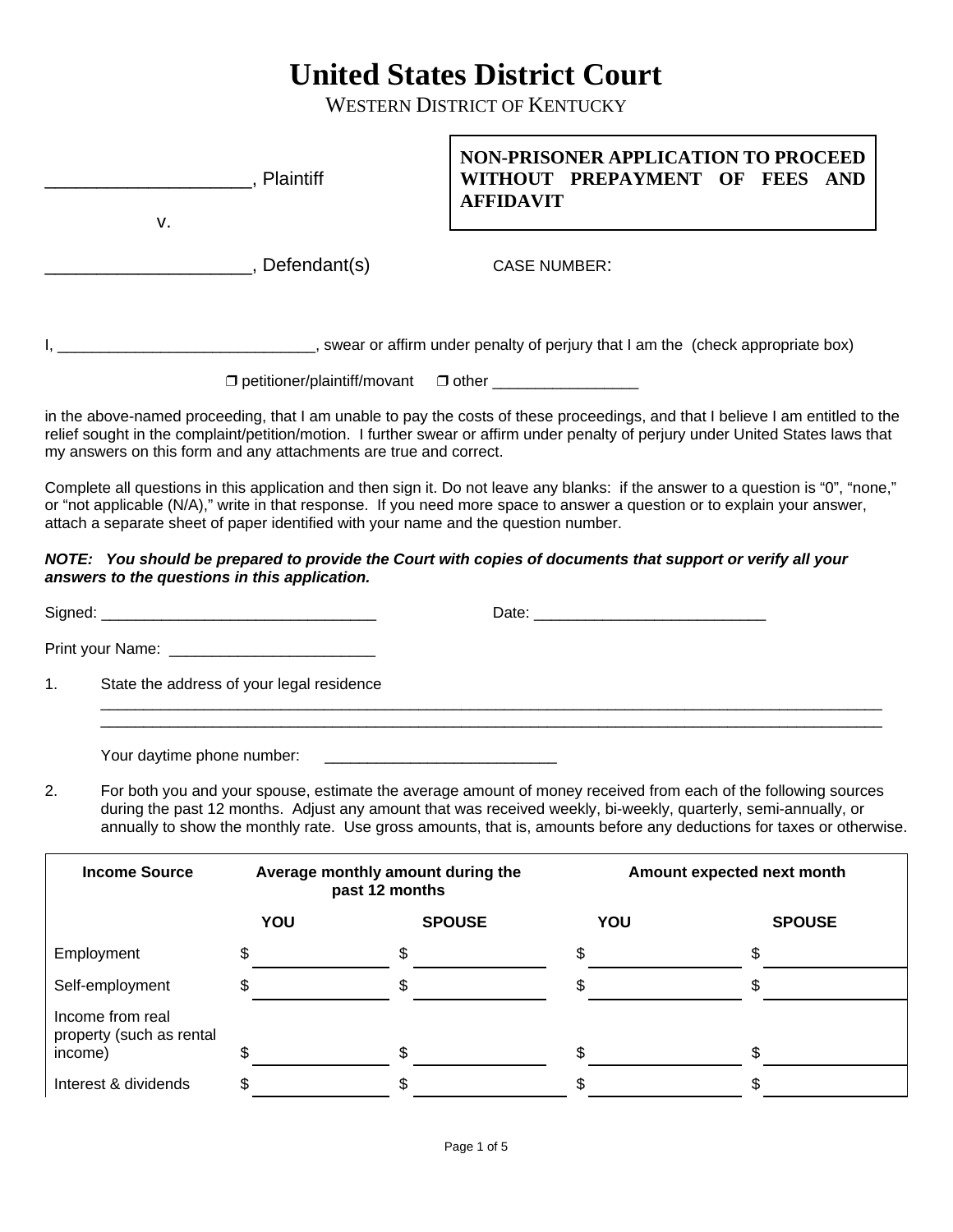# United States District Court

WESTERN DISTRICT OF KENTUCKY

____________________, Plaintiff

v.

____________________, Defendant(s)

**NON-PRISONER APPLICATION TO PROCEED WITHOUT PREPAYMENT OF FEES AND AFFIDAVIT**

CASE NUMBER:

I, ______________________________, swear or affirm under penalty of perjury that I am the (check appropriate box)

❐ petitioner/plaintiff/movant ❐ other _________________

in the above-named proceeding, that I am unable to pay the costs of these proceedings, and that I believe I am entitled to the relief sought in the complaint/petition/motion. I further swear or affirm under penalty of perjury under United States laws that my answers on this form and any attachments are true and correct.

Complete all questions in this application and then sign it. Do not leave any blanks: if the answer to a question is "0", "none," or "not applicable (N/A)," write in that response. If you need more space to answer a question or to explain your answer, attach a separate sheet of paper identified with your name and the question number.

***NOTE: You should be prepared to provide the Court with copies of documents that support or verify all your answers to the questions in this application.***

Signed: ________________________________ Date: ___________________________

Print your Name: ________________________

1. State the address of your legal residence

   ______________________________________________________________________________________________

   ______________________________________________________________________________________________

   Your daytime phone number: ___________________________

2. For both you and your spouse, estimate the average amount of money received from each of the following sources during the past 12 months. Adjust any amount that was received weekly, bi-weekly, quarterly, semi-annually, or annually to show the monthly rate. Use gross amounts, that is, amounts before any deductions for taxes or otherwise.

| Income Source | Average monthly amount during the past 12 months | | Amount expected next month | |
|---|---|---|---|---|
| | **YOU** | **SPOUSE** | **YOU** | **SPOUSE** |
| Employment | $ | $ | $ | $ |
| Self-employment | $ | $ | $ | $ |
| Income from real property (such as rental income) | $ | $ | $ | $ |
| Interest & dividends | $ | $ | $ | $ |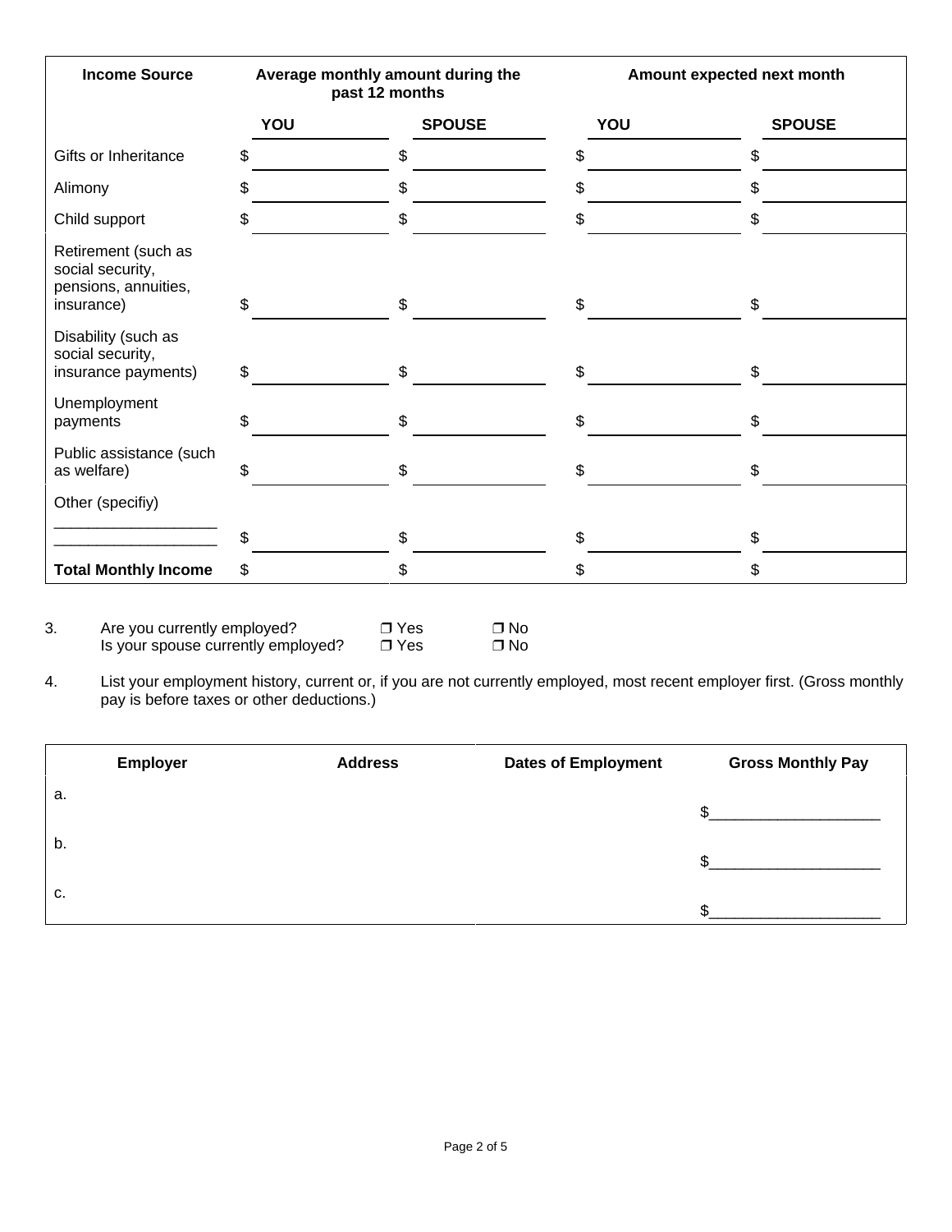| Income Source | Average monthly amount during the past 12 months | | Amount expected next month | |
|---|---|---|---|---|
| | YOU | SPOUSE | YOU | SPOUSE |
| Gifts or Inheritance | $ | $ | $ | $ |
| Alimony | $ | $ | $ | $ |
| Child support | $ | $ | $ | $ |
| Retirement (such as social security, pensions, annuities, insurance) | $ | $ | $ | $ |
| Disability (such as social security, insurance payments) | $ | $ | $ | $ |
| Unemployment payments | $ | $ | $ | $ |
| Public assistance (such as welfare) | $ | $ | $ | $ |
| Other (specifiy) ___________________ ___________________ | $ | $ | $ | $ |
| **Total Monthly Income** | $ | $ | $ | $ |

3. Are you currently employed? ❒ Yes ❒ No
   Is your spouse currently employed? ❒ Yes ❒ No

4. List your employment history, current or, if you are not currently employed, most recent employer first. (Gross monthly pay is before taxes or other deductions.)

| Employer | Address | Dates of Employment | Gross Monthly Pay |
|---|---|---|---|
| a. | | | $____________________ |
| b. | | | $____________________ |
| c. | | | $____________________ |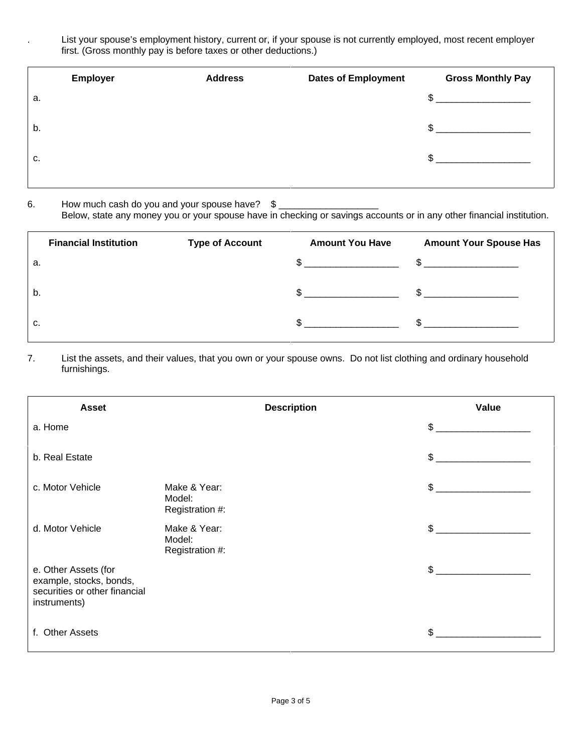. List your spouse's employment history, current or, if your spouse is not currently employed, most recent employer first. (Gross monthly pay is before taxes or other deductions.)

| Employer | Address | Dates of Employment | Gross Monthly Pay |
|---|---|---|---|
| a. | | | $ __________________ |
| b. | | | $ __________________ |
| c. | | | $ __________________ |

6. How much cash do you and your spouse have? $ ___________________
Below, state any money you or your spouse have in checking or savings accounts or in any other financial institution.

| Financial Institution | Type of Account | Amount You Have | Amount Your Spouse Has |
|---|---|---|---|
| a. | | $ __________________ | $ __________________ |
| b. | | $ __________________ | $ __________________ |
| c. | | $ __________________ | $ __________________ |

7. List the assets, and their values, that you own or your spouse owns. Do not list clothing and ordinary household furnishings.

| Asset | Description | Value |
|---|---|---|
| a. Home | | $ __________________ |
| b. Real Estate | | $ __________________ |
| c. Motor Vehicle | Make & Year:<br>Model:<br>Registration #: | $ __________________ |
| d. Motor Vehicle | Make & Year:<br>Model:<br>Registration #: | $ __________________ |
| e. Other Assets (for example, stocks, bonds, securities or other financial instruments) | | $ __________________ |
| f. Other Assets | | $ ____________________ |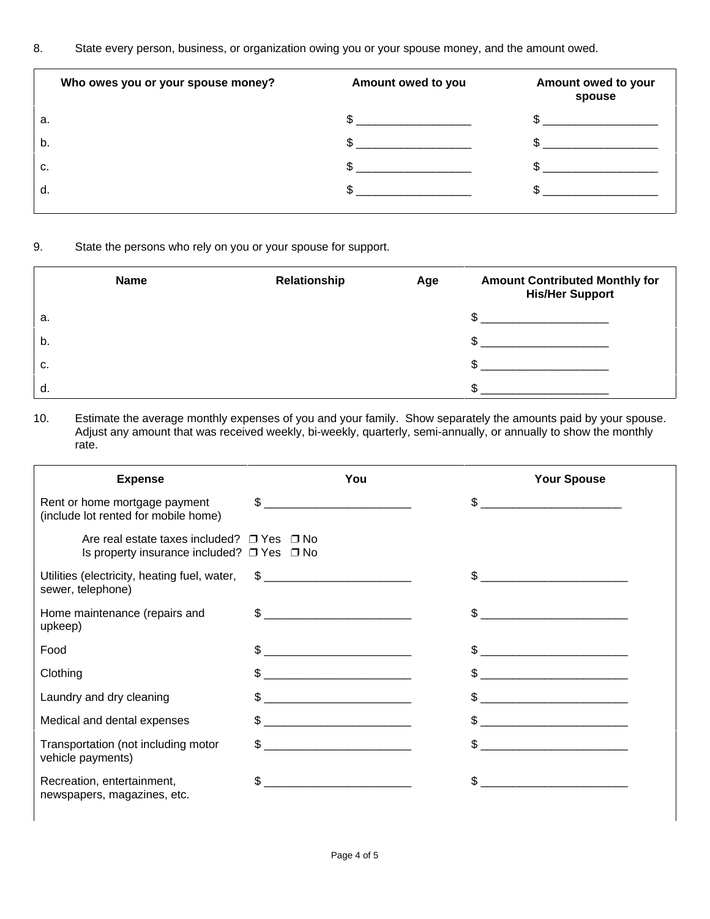8. State every person, business, or organization owing you or your spouse money, and the amount owed.

| Who owes you or your spouse money? | Amount owed to you | Amount owed to your spouse |
|---|---|---|
| a. | $ __________________ | $ __________________ |
| b. | $ __________________ | $ __________________ |
| c. | $ __________________ | $ __________________ |
| d. | $ __________________ | $ __________________ |

9. State the persons who rely on you or your spouse for support.

| Name | Relationship | Age | Amount Contributed Monthly for His/Her Support |
|---|---|---|---|
| a. | | | $ ____________________ |
| b. | | | $ ____________________ |
| c. | | | $ ____________________ |
| d. | | | $ ____________________ |

10. Estimate the average monthly expenses of you and your family. Show separately the amounts paid by your spouse. Adjust any amount that was received weekly, bi-weekly, quarterly, semi-annually, or annually to show the monthly rate.

| Expense | You | Your Spouse |
|---|---|---|
| Rent or home mortgage payment (include lot rented for mobile home) | $ ________________________ | $ ______________________ |
| Are real estate taxes included? ❒ Yes ❒ No<br>Is property insurance included? ❒ Yes ❒ No | | |
| Utilities (electricity, heating fuel, water, sewer, telephone) | $ ________________________ | $ ________________________ |
| Home maintenance (repairs and upkeep) | $ ________________________ | $ ________________________ |
| Food | $ ________________________ | $ ________________________ |
| Clothing | $ ________________________ | $ ________________________ |
| Laundry and dry cleaning | $ ________________________ | $ ________________________ |
| Medical and dental expenses | $ ________________________ | $ ________________________ |
| Transportation (not including motor vehicle payments) | $ ________________________ | $ ________________________ |
| Recreation, entertainment, newspapers, magazines, etc. | $ ________________________ | $ ________________________ |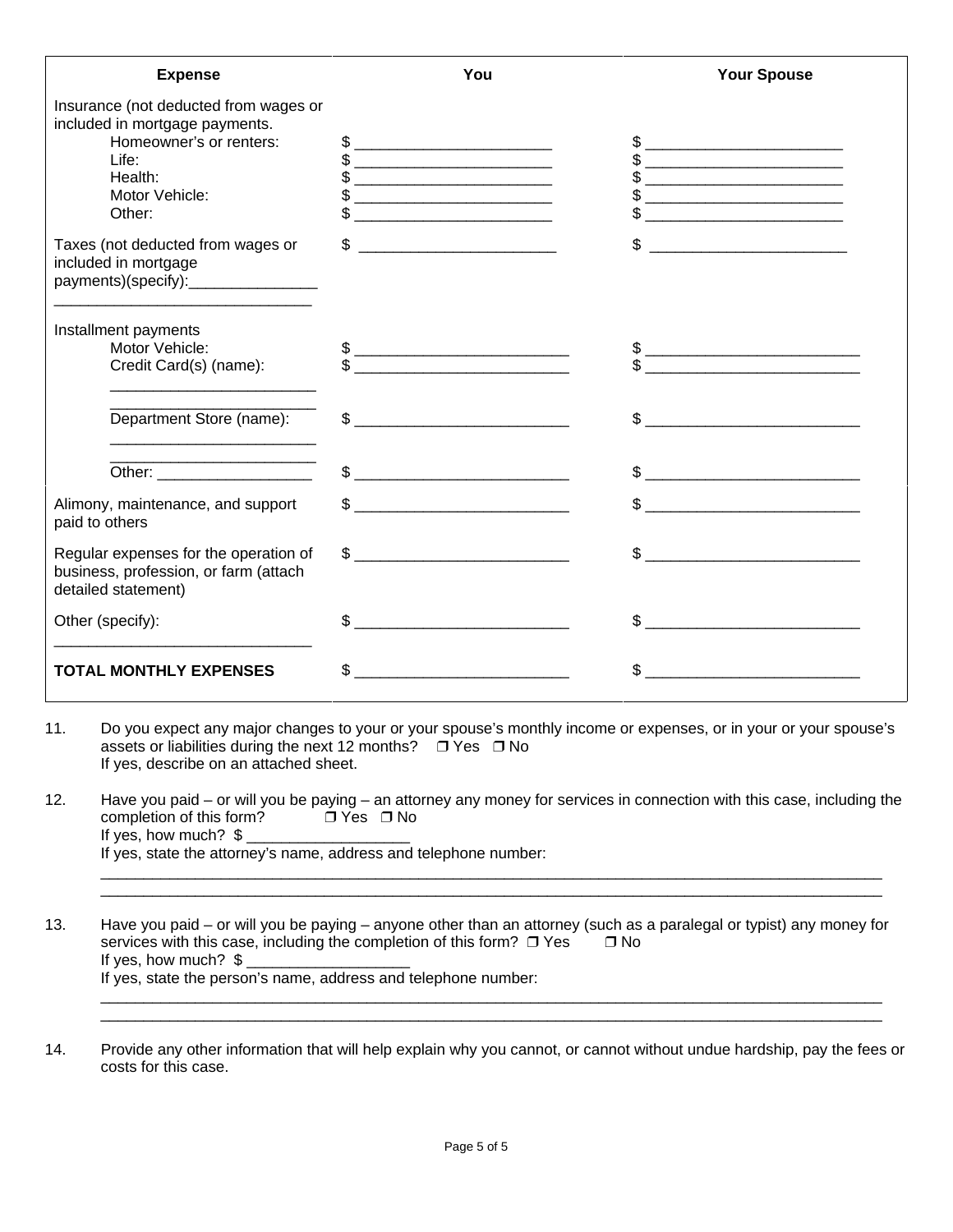| Expense | You | Your Spouse |
|---|---|---|
| Insurance (not deducted from wages or included in mortgage payments. | | |
| Homeowner's or renters: | $ _______________________ | $ _______________________ |
| Life: | $ _______________________ | $ _______________________ |
| Health: | $ _______________________ | $ _______________________ |
| Motor Vehicle: | $ _______________________ | $ _______________________ |
| Other: | $ _______________________ | $ _______________________ |
| Taxes (not deducted from wages or included in mortgage payments)(specify):_______________ _____________________________ | $ _______________________ | $ _______________________ |
| Installment payments | | |
| Motor Vehicle: | $ _________________________ | $ _________________________ |
| Credit Card(s) (name): _______________________ _______________________ | $ _________________________ | $ _________________________ |
| Department Store (name): _______________________ _______________________ | $ _________________________ | $ _________________________ |
| Other: _________________ | $ _________________________ | $ _________________________ |
| Alimony, maintenance, and support paid to others | $ _________________________ | $ _________________________ |
| Regular expenses for the operation of business, profession, or farm (attach detailed statement) | $ _________________________ | $ _________________________ |
| Other (specify): _____________________________ | $ _________________________ | $ _________________________ |
| **TOTAL MONTHLY EXPENSES** | $ _________________________ | $ _________________________ |

11. Do you expect any major changes to your or your spouse's monthly income or expenses, or in your or your spouse's assets or liabilities during the next 12 months? ❒ Yes ❒ No
    If yes, describe on an attached sheet.

12. Have you paid – or will you be paying – an attorney any money for services in connection with this case, including the completion of this form? ❒ Yes ❒ No
    If yes, how much? $ ___________________
    If yes, state the attorney's name, address and telephone number:
    _____________________________________________________________________________________________
    _____________________________________________________________________________________________

13. Have you paid – or will you be paying – anyone other than an attorney (such as a paralegal or typist) any money for services with this case, including the completion of this form? ❒ Yes ❒ No
    If yes, how much? $ ___________________
    If yes, state the person's name, address and telephone number:
    _____________________________________________________________________________________________
    _____________________________________________________________________________________________

14. Provide any other information that will help explain why you cannot, or cannot without undue hardship, pay the fees or costs for this case.